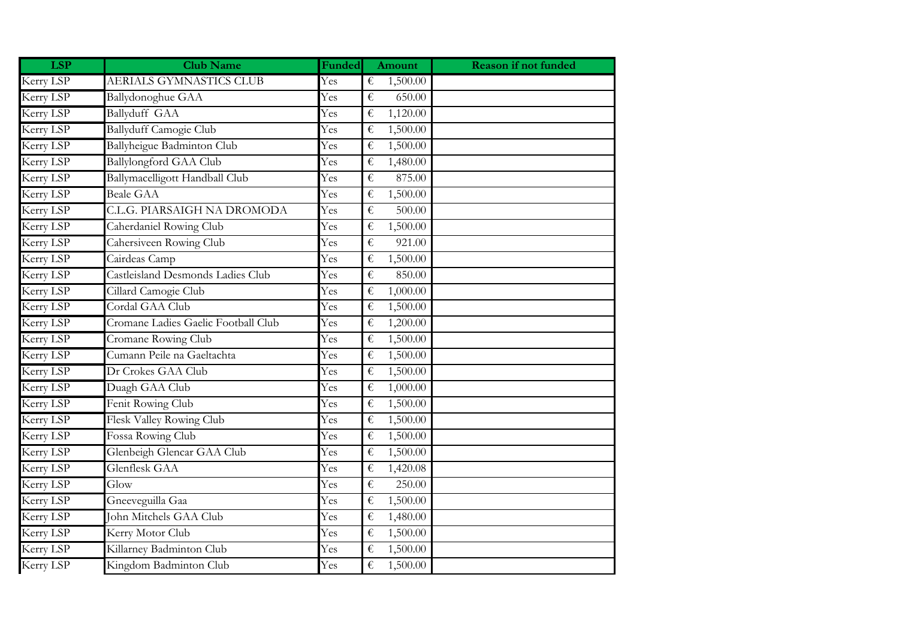| LSP | Club Name | Funded | Amount | Reason if not funded |
|---|---|---|---|---|
| Kerry LSP | AERIALS GYMNASTICS CLUB | Yes | € 1,500.00 | |
| Kerry LSP | Ballydonoghue GAA | Yes | € 650.00 | |
| Kerry LSP | Ballyduff GAA | Yes | € 1,120.00 | |
| Kerry LSP | Ballyduff Camogie Club | Yes | € 1,500.00 | |
| Kerry LSP | Ballyheigue Badminton Club | Yes | € 1,500.00 | |
| Kerry LSP | Ballylongford GAA Club | Yes | € 1,480.00 | |
| Kerry LSP | Ballymacelligott Handball Club | Yes | € 875.00 | |
| Kerry LSP | Beale GAA | Yes | € 1,500.00 | |
| Kerry LSP | C.L.G. PIARSAIGH NA DROMODA | Yes | € 500.00 | |
| Kerry LSP | Caherdaniel Rowing Club | Yes | € 1,500.00 | |
| Kerry LSP | Cahersiveen Rowing Club | Yes | € 921.00 | |
| Kerry LSP | Cairdeas Camp | Yes | € 1,500.00 | |
| Kerry LSP | Castleisland Desmonds Ladies Club | Yes | € 850.00 | |
| Kerry LSP | Cillard Camogie Club | Yes | € 1,000.00 | |
| Kerry LSP | Cordal GAA Club | Yes | € 1,500.00 | |
| Kerry LSP | Cromane Ladies Gaelic Football Club | Yes | € 1,200.00 | |
| Kerry LSP | Cromane Rowing Club | Yes | € 1,500.00 | |
| Kerry LSP | Cumann Peile na Gaeltachta | Yes | € 1,500.00 | |
| Kerry LSP | Dr Crokes GAA Club | Yes | € 1,500.00 | |
| Kerry LSP | Duagh GAA Club | Yes | € 1,000.00 | |
| Kerry LSP | Fenit Rowing Club | Yes | € 1,500.00 | |
| Kerry LSP | Flesk Valley Rowing Club | Yes | € 1,500.00 | |
| Kerry LSP | Fossa Rowing Club | Yes | € 1,500.00 | |
| Kerry LSP | Glenbeigh Glencar GAA Club | Yes | € 1,500.00 | |
| Kerry LSP | Glenflesk GAA | Yes | € 1,420.08 | |
| Kerry LSP | Glow | Yes | € 250.00 | |
| Kerry LSP | Gneeveguilla Gaa | Yes | € 1,500.00 | |
| Kerry LSP | John Mitchels GAA Club | Yes | € 1,480.00 | |
| Kerry LSP | Kerry Motor Club | Yes | € 1,500.00 | |
| Kerry LSP | Killarney Badminton Club | Yes | € 1,500.00 | |
| Kerry LSP | Kingdom Badminton Club | Yes | € 1,500.00 | |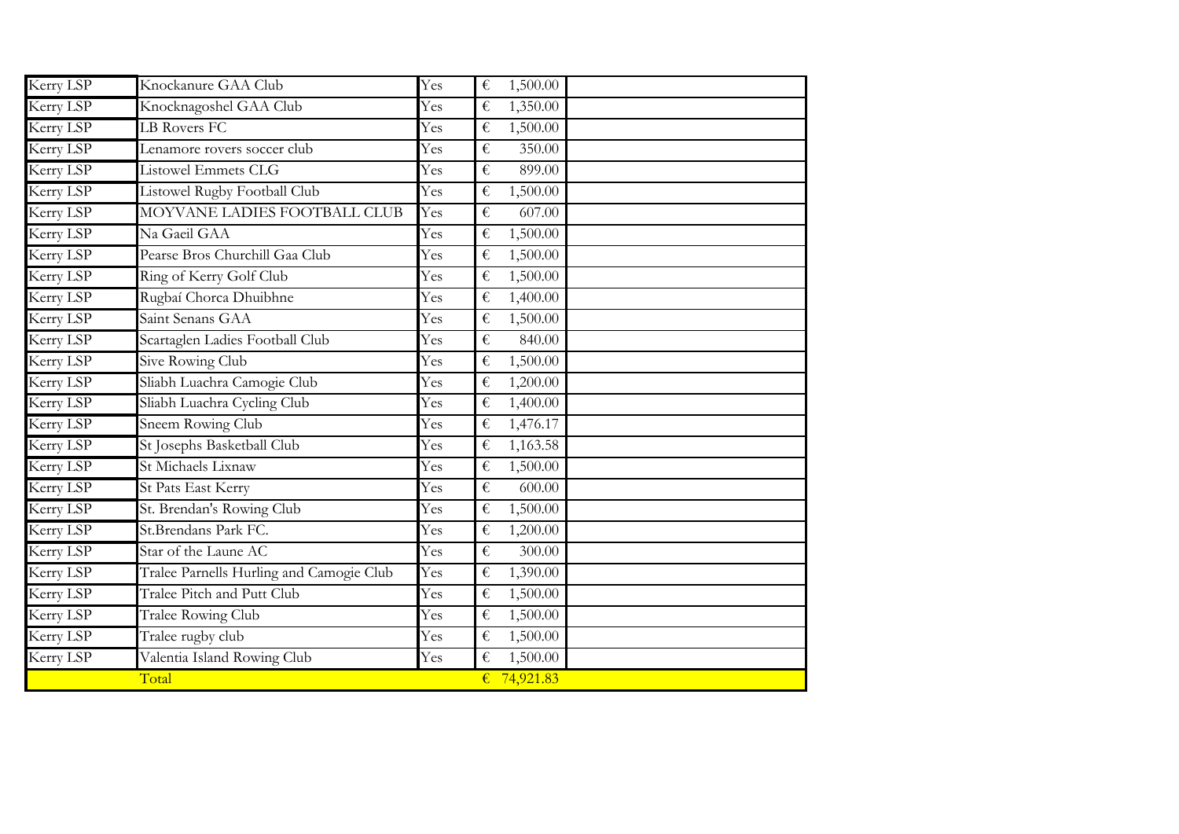| | | | | |
|---|---|---|---|---|
| Kerry LSP | Knockanure GAA Club | Yes | € 1,500.00 | |
| Kerry LSP | Knocknagoshel GAA Club | Yes | € 1,350.00 | |
| Kerry LSP | LB Rovers FC | Yes | € 1,500.00 | |
| Kerry LSP | Lenamore rovers soccer club | Yes | € 350.00 | |
| Kerry LSP | Listowel Emmets CLG | Yes | € 899.00 | |
| Kerry LSP | Listowel Rugby Football Club | Yes | € 1,500.00 | |
| Kerry LSP | MOYVANE LADIES FOOTBALL CLUB | Yes | € 607.00 | |
| Kerry LSP | Na Gaeil GAA | Yes | € 1,500.00 | |
| Kerry LSP | Pearse Bros Churchill Gaa Club | Yes | € 1,500.00 | |
| Kerry LSP | Ring of Kerry Golf Club | Yes | € 1,500.00 | |
| Kerry LSP | Rugbaí Chorca Dhuibhne | Yes | € 1,400.00 | |
| Kerry LSP | Saint Senans GAA | Yes | € 1,500.00 | |
| Kerry LSP | Scartaglen Ladies Football Club | Yes | € 840.00 | |
| Kerry LSP | Sive Rowing Club | Yes | € 1,500.00 | |
| Kerry LSP | Sliabh Luachra Camogie Club | Yes | € 1,200.00 | |
| Kerry LSP | Sliabh Luachra Cycling Club | Yes | € 1,400.00 | |
| Kerry LSP | Sneem Rowing Club | Yes | € 1,476.17 | |
| Kerry LSP | St Josephs Basketball Club | Yes | € 1,163.58 | |
| Kerry LSP | St Michaels Lixnaw | Yes | € 1,500.00 | |
| Kerry LSP | St Pats East Kerry | Yes | € 600.00 | |
| Kerry LSP | St. Brendan's Rowing Club | Yes | € 1,500.00 | |
| Kerry LSP | St.Brendans Park FC. | Yes | € 1,200.00 | |
| Kerry LSP | Star of the Laune AC | Yes | € 300.00 | |
| Kerry LSP | Tralee Parnells Hurling and Camogie Club | Yes | € 1,390.00 | |
| Kerry LSP | Tralee Pitch and Putt Club | Yes | € 1,500.00 | |
| Kerry LSP | Tralee Rowing Club | Yes | € 1,500.00 | |
| Kerry LSP | Tralee rugby club | Yes | € 1,500.00 | |
| Kerry LSP | Valentia Island Rowing Club | Yes | € 1,500.00 | |
| | Total | | € 74,921.83 | |